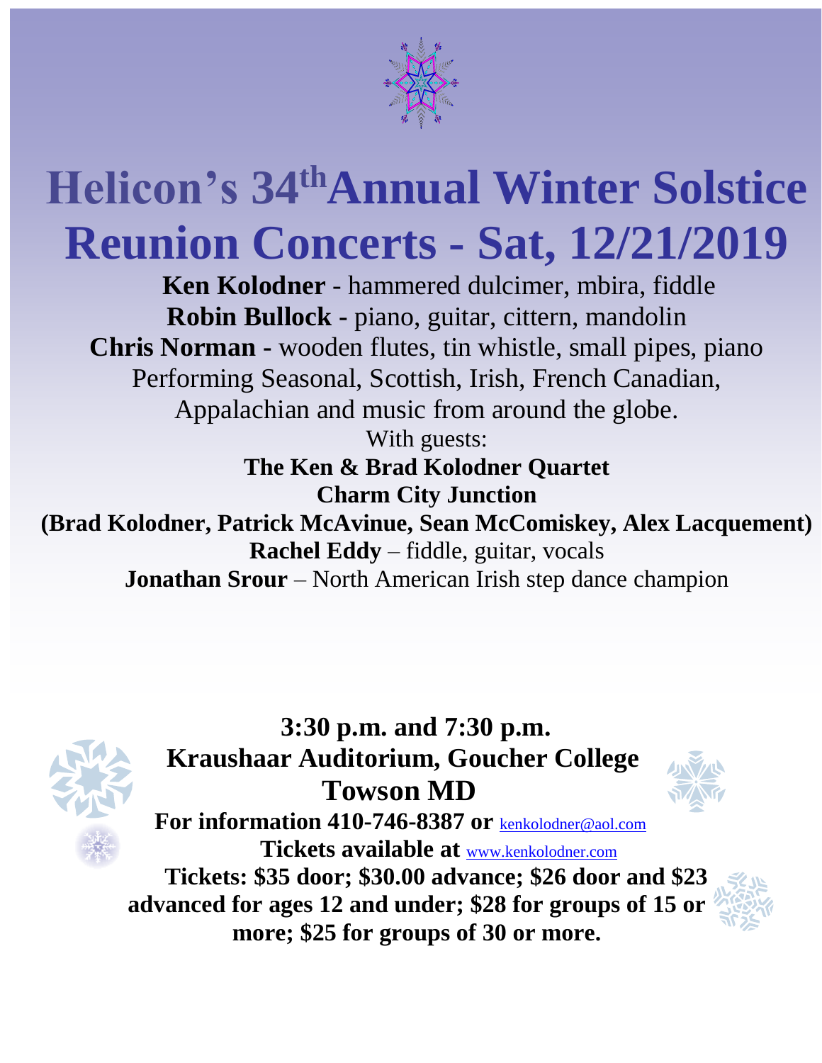# Helicon's 34th Annual Winter Solstice Reunion Concerts - Sat, 12/21/2019

**Ken Kolodner** - hammered dulcimer, mbira, fiddle
**Robin Bullock -** piano, guitar, cittern, mandolin
**Chris Norman -** wooden flutes, tin whistle, small pipes, piano
Performing Seasonal, Scottish, Irish, French Canadian, Appalachian and music from around the globe.
With guests:
**The Ken & Brad Kolodner Quartet**
**Charm City Junction**
**(Brad Kolodner, Patrick McAvinue, Sean McComiskey, Alex Lacquement)**
**Rachel Eddy** – fiddle, guitar, vocals
**Jonathan Srour** – North American Irish step dance champion

**3:30 p.m. and 7:30 p.m.**
**Kraushaar Auditorium, Goucher College**
**Towson MD**
**For information 410-746-8387 or** kenkolodner@aol.com
**Tickets available at** www.kenkolodner.com
**Tickets: $35 door; $30.00 advance; $26 door and $23 advanced for ages 12 and under; $28 for groups of 15 or more; $25 for groups of 30 or more.**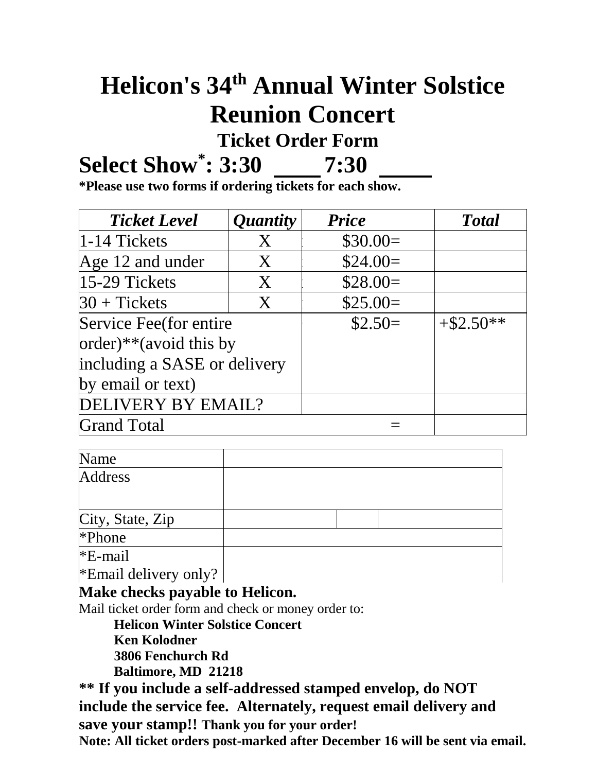# Helicon's 34th Annual Winter Solstice Reunion Concert

## Ticket Order Form

## Select Show*: 3:30 ____ 7:30 ____

**\*Please use two forms if ordering tickets for each show.**

| *Ticket Level* | *Quantity* | *Price* | *Total* |
|---|---|---|---|
| 1-14 Tickets | X | $30.00= | |
| Age 12 and under | X | $24.00= | |
| 15-29 Tickets | X | $28.00= | |
| 30 + Tickets | X | $25.00= | |
| Service Fee(for entire order)**(avoid this by including a SASE or delivery by email or text) | | $2.50= | +$2.50** |
| DELIVERY BY EMAIL? | | | |
| Grand Total | | = | |

| | | | |
|---|---|---|---|
| Name | | | |
| Address | | | |
| City, State, Zip | | | |
| *Phone | | | |
| *E-mail *Email delivery only? | | | |

**Make checks payable to Helicon.**

Mail ticket order form and check or money order to:

**Helicon Winter Solstice Concert**
**Ken Kolodner**
**3806 Fenchurch Rd**
**Baltimore, MD 21218**

**\*\* If you include a self-addressed stamped envelop, do NOT include the service fee. Alternately, request email delivery and save your stamp!! Thank you for your order!**

**Note: All ticket orders post-marked after December 16 will be sent via email.**